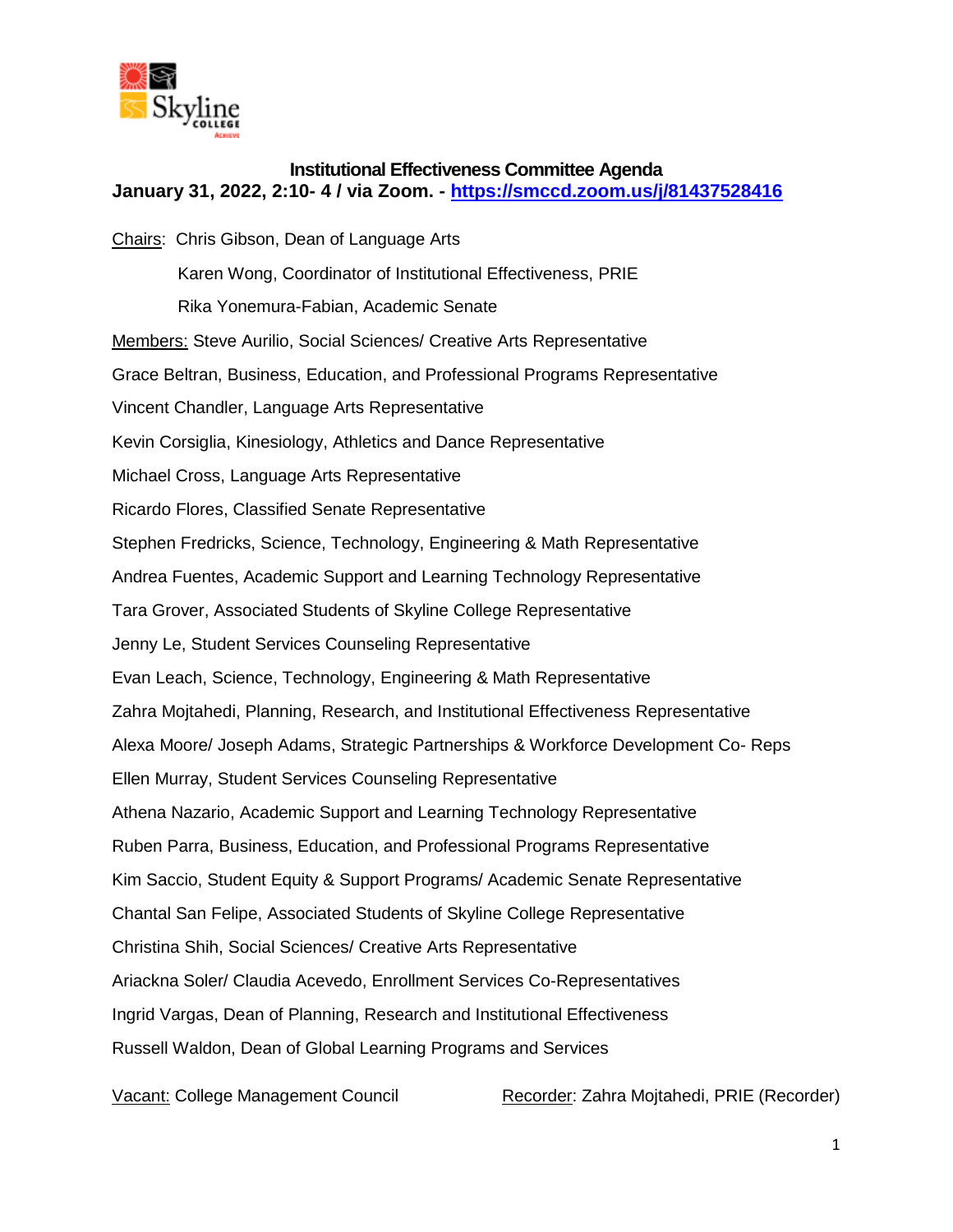**Institutional Effectiveness Committee Agenda**

**January 31, 2022, 2:10- 4 / via Zoom. - [https://smccd.zoom.us/j/81437528416](https://smccd.zoom.us/j/81437528416)**

Chairs: Chris Gibson, Dean of Language Arts

Karen Wong, Coordinator of Institutional Effectiveness, PRIE

Rika Yonemura-Fabian, Academic Senate

Members: Steve Aurilio, Social Sciences/ Creative Arts Representative

Grace Beltran, Business, Education, and Professional Programs Representative

Vincent Chandler, Language Arts Representative

Kevin Corsiglia, Kinesiology, Athletics and Dance Representative

Michael Cross, Language Arts Representative

Ricardo Flores, Classified Senate Representative

Stephen Fredricks, Science, Technology, Engineering & Math Representative

Andrea Fuentes, Academic Support and Learning Technology Representative

Tara Grover, Associated Students of Skyline College Representative

Jenny Le, Student Services Counseling Representative

Evan Leach, Science, Technology, Engineering & Math Representative

Zahra Mojtahedi, Planning, Research, and Institutional Effectiveness Representative

Alexa Moore/ Joseph Adams, Strategic Partnerships & Workforce Development Co- Reps

Ellen Murray, Student Services Counseling Representative

Athena Nazario, Academic Support and Learning Technology Representative

Ruben Parra, Business, Education, and Professional Programs Representative

Kim Saccio, Student Equity & Support Programs/ Academic Senate Representative

Chantal San Felipe, Associated Students of Skyline College Representative

Christina Shih, Social Sciences/ Creative Arts Representative

Ariackna Soler/ Claudia Acevedo, Enrollment Services Co-Representatives

Ingrid Vargas, Dean of Planning, Research and Institutional Effectiveness

Russell Waldon, Dean of Global Learning Programs and Services

Vacant: College Management Council

Recorder: Zahra Mojtahedi, PRIE (Recorder)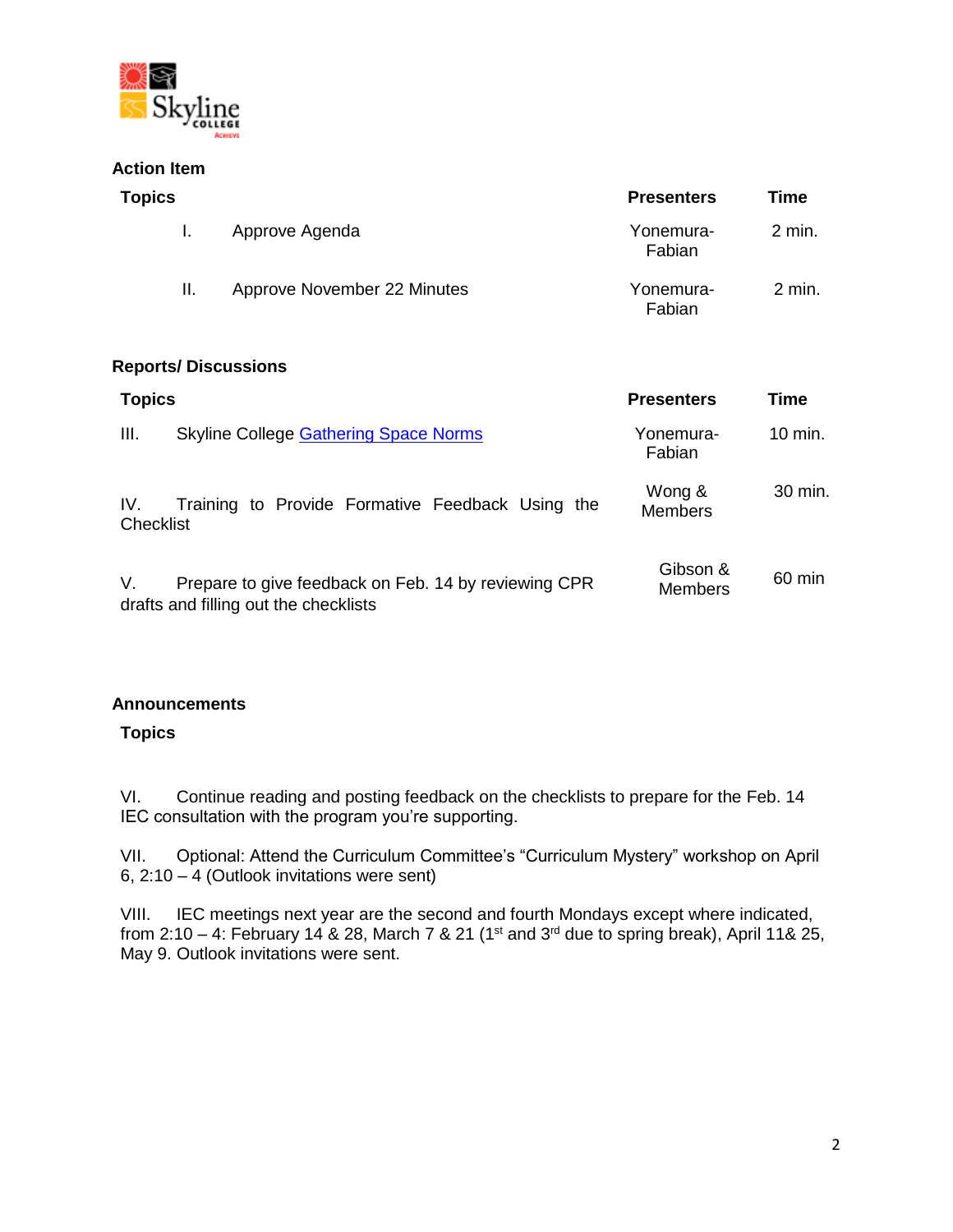### Action Item

| Topics | Presenters | Time |
|---|---|---|
| I. Approve Agenda | Yonemura-Fabian | 2 min. |
| II. Approve November 22 Minutes | Yonemura-Fabian | 2 min. |

### Reports/ Discussions

| Topics | Presenters | Time |
|---|---|---|
| III. Skyline College [Gathering Space Norms]() | Yonemura-Fabian | 10 min. |
| IV. Training to Provide Formative Feedback Using the Checklist | Wong & Members | 30 min. |
| V. Prepare to give feedback on Feb. 14 by reviewing CPR drafts and filling out the checklists | Gibson & Members | 60 min |

### Announcements

**Topics**

VI. Continue reading and posting feedback on the checklists to prepare for the Feb. 14 IEC consultation with the program you're supporting.

VII. Optional: Attend the Curriculum Committee's "Curriculum Mystery" workshop on April 6, 2:10 – 4 (Outlook invitations were sent)

VIII. IEC meetings next year are the second and fourth Mondays except where indicated, from 2:10 – 4: February 14 & 28, March 7 & 21 (1st and 3rd due to spring break), April 11& 25, May 9. Outlook invitations were sent.